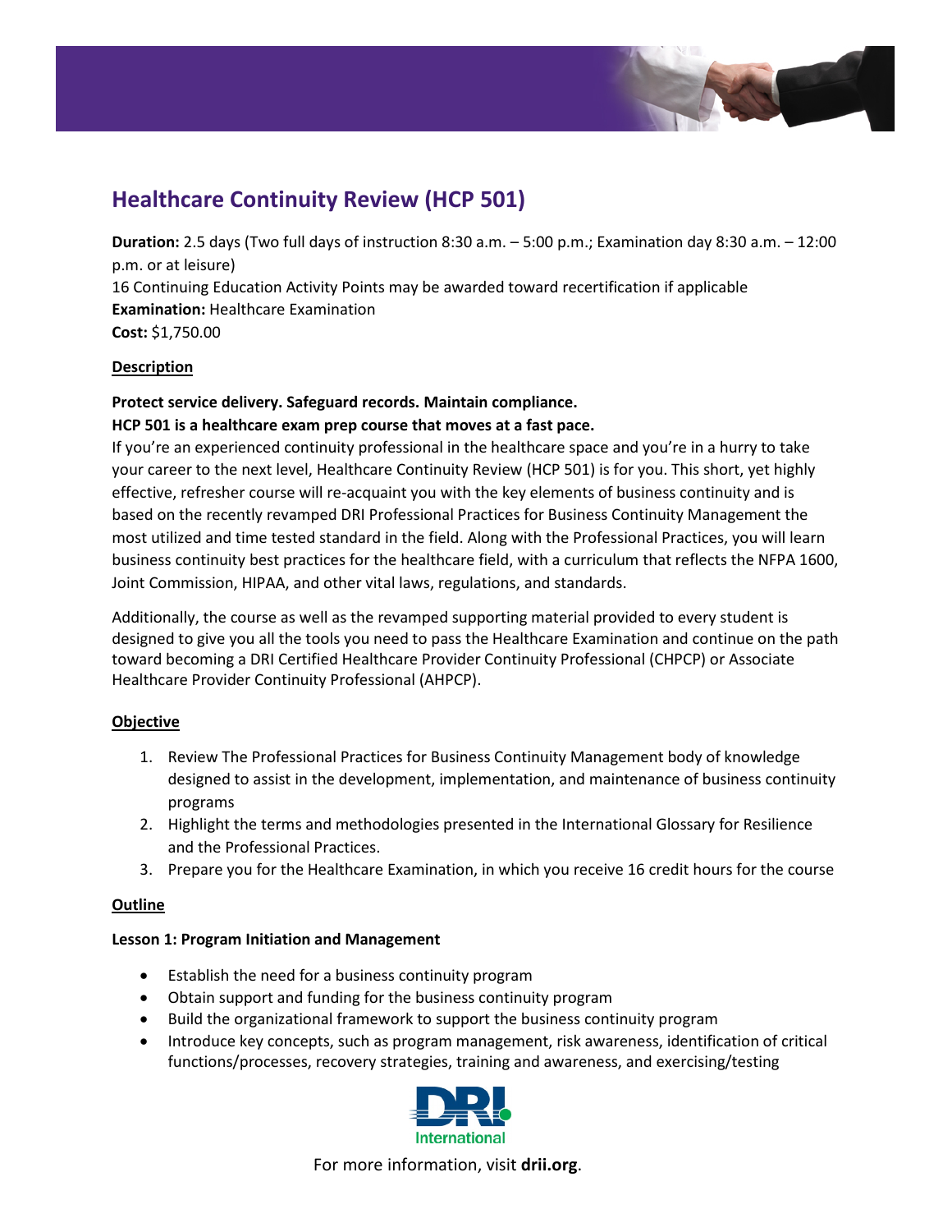# Healthcare Continuity Review (HCP 501)

**Duration:** 2.5 days (Two full days of instruction 8:30 a.m. – 5:00 p.m.; Examination day 8:30 a.m. – 12:00 p.m. or at leisure)
16 Continuing Education Activity Points may be awarded toward recertification if applicable
**Examination:** Healthcare Examination
**Cost:** $1,750.00

## Description

**Protect service delivery. Safeguard records. Maintain compliance.**
**HCP 501 is a healthcare exam prep course that moves at a fast pace.**
If you're an experienced continuity professional in the healthcare space and you're in a hurry to take your career to the next level, Healthcare Continuity Review (HCP 501) is for you. This short, yet highly effective, refresher course will re-acquaint you with the key elements of business continuity and is based on the recently revamped DRI Professional Practices for Business Continuity Management the most utilized and time tested standard in the field. Along with the Professional Practices, you will learn business continuity best practices for the healthcare field, with a curriculum that reflects the NFPA 1600, Joint Commission, HIPAA, and other vital laws, regulations, and standards.

Additionally, the course as well as the revamped supporting material provided to every student is designed to give you all the tools you need to pass the Healthcare Examination and continue on the path toward becoming a DRI Certified Healthcare Provider Continuity Professional (CHPCP) or Associate Healthcare Provider Continuity Professional (AHPCP).

## Objective

1. Review The Professional Practices for Business Continuity Management body of knowledge designed to assist in the development, implementation, and maintenance of business continuity programs
2. Highlight the terms and methodologies presented in the International Glossary for Resilience and the Professional Practices.
3. Prepare you for the Healthcare Examination, in which you receive 16 credit hours for the course

## Outline

### Lesson 1: Program Initiation and Management

- Establish the need for a business continuity program
- Obtain support and funding for the business continuity program
- Build the organizational framework to support the business continuity program
- Introduce key concepts, such as program management, risk awareness, identification of critical functions/processes, recovery strategies, training and awareness, and exercising/testing

For more information, visit **drii.org**.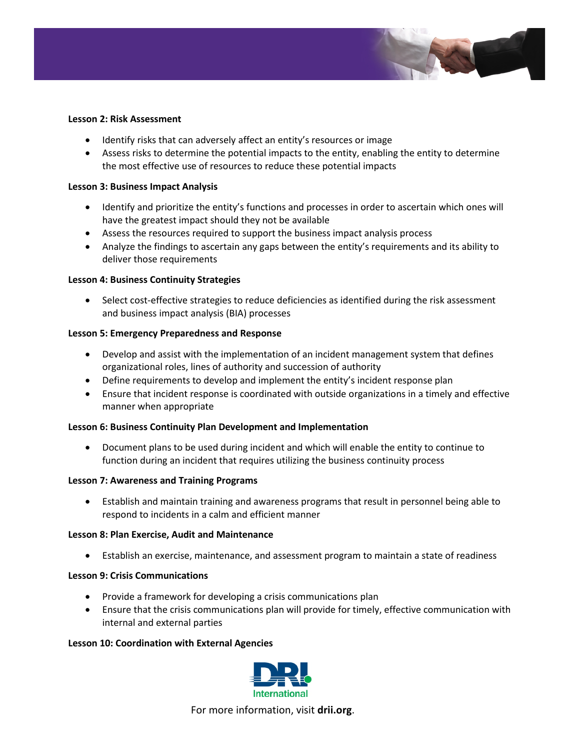**Lesson 2: Risk Assessment**

- Identify risks that can adversely affect an entity's resources or image
- Assess risks to determine the potential impacts to the entity, enabling the entity to determine the most effective use of resources to reduce these potential impacts

**Lesson 3: Business Impact Analysis**

- Identify and prioritize the entity's functions and processes in order to ascertain which ones will have the greatest impact should they not be available
- Assess the resources required to support the business impact analysis process
- Analyze the findings to ascertain any gaps between the entity's requirements and its ability to deliver those requirements

**Lesson 4: Business Continuity Strategies**

- Select cost-effective strategies to reduce deficiencies as identified during the risk assessment and business impact analysis (BIA) processes

**Lesson 5: Emergency Preparedness and Response**

- Develop and assist with the implementation of an incident management system that defines organizational roles, lines of authority and succession of authority
- Define requirements to develop and implement the entity's incident response plan
- Ensure that incident response is coordinated with outside organizations in a timely and effective manner when appropriate

**Lesson 6: Business Continuity Plan Development and Implementation**

- Document plans to be used during incident and which will enable the entity to continue to function during an incident that requires utilizing the business continuity process

**Lesson 7: Awareness and Training Programs**

- Establish and maintain training and awareness programs that result in personnel being able to respond to incidents in a calm and efficient manner

**Lesson 8: Plan Exercise, Audit and Maintenance**

- Establish an exercise, maintenance, and assessment program to maintain a state of readiness

**Lesson 9: Crisis Communications**

- Provide a framework for developing a crisis communications plan
- Ensure that the crisis communications plan will provide for timely, effective communication with internal and external parties

**Lesson 10: Coordination with External Agencies**

DRI International

For more information, visit **drii.org**.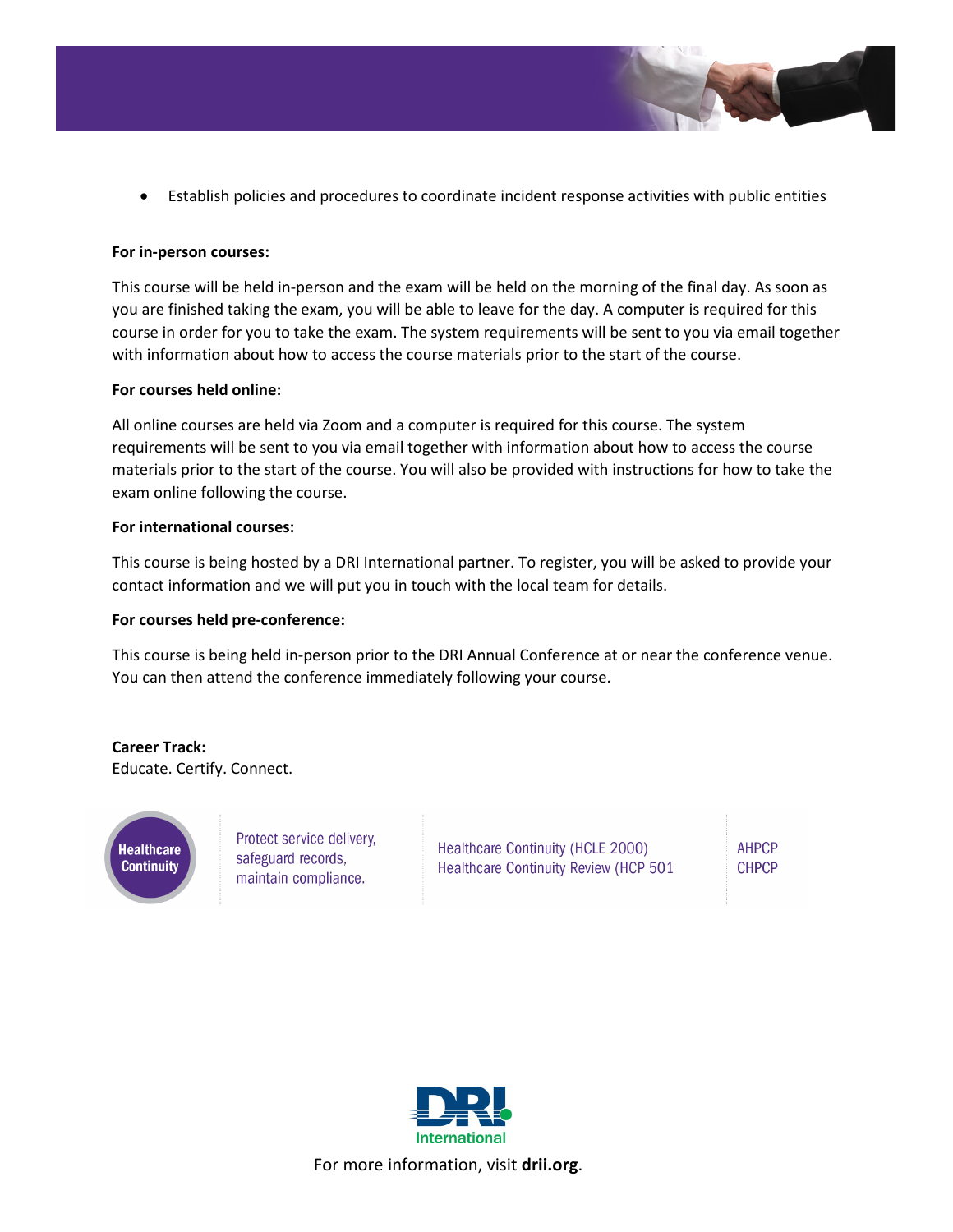- Establish policies and procedures to coordinate incident response activities with public entities

**For in-person courses:**

This course will be held in-person and the exam will be held on the morning of the final day. As soon as you are finished taking the exam, you will be able to leave for the day. A computer is required for this course in order for you to take the exam. The system requirements will be sent to you via email together with information about how to access the course materials prior to the start of the course.

**For courses held online:**

All online courses are held via Zoom and a computer is required for this course. The system requirements will be sent to you via email together with information about how to access the course materials prior to the start of the course. You will also be provided with instructions for how to take the exam online following the course.

**For international courses:**

This course is being hosted by a DRI International partner. To register, you will be asked to provide your contact information and we will put you in touch with the local team for details.

**For courses held pre-conference:**

This course is being held in-person prior to the DRI Annual Conference at or near the conference venue. You can then attend the conference immediately following your course.

**Career Track:**
Educate. Certify. Connect.

| | | | |
|---|---|---|---|
| Healthcare Continuity | Protect service delivery, safeguard records, maintain compliance. | Healthcare Continuity (HCLE 2000)<br>Healthcare Continuity Review (HCP 501 | AHPCP<br>CHPCP |

DRI International

For more information, visit **drii.org**.